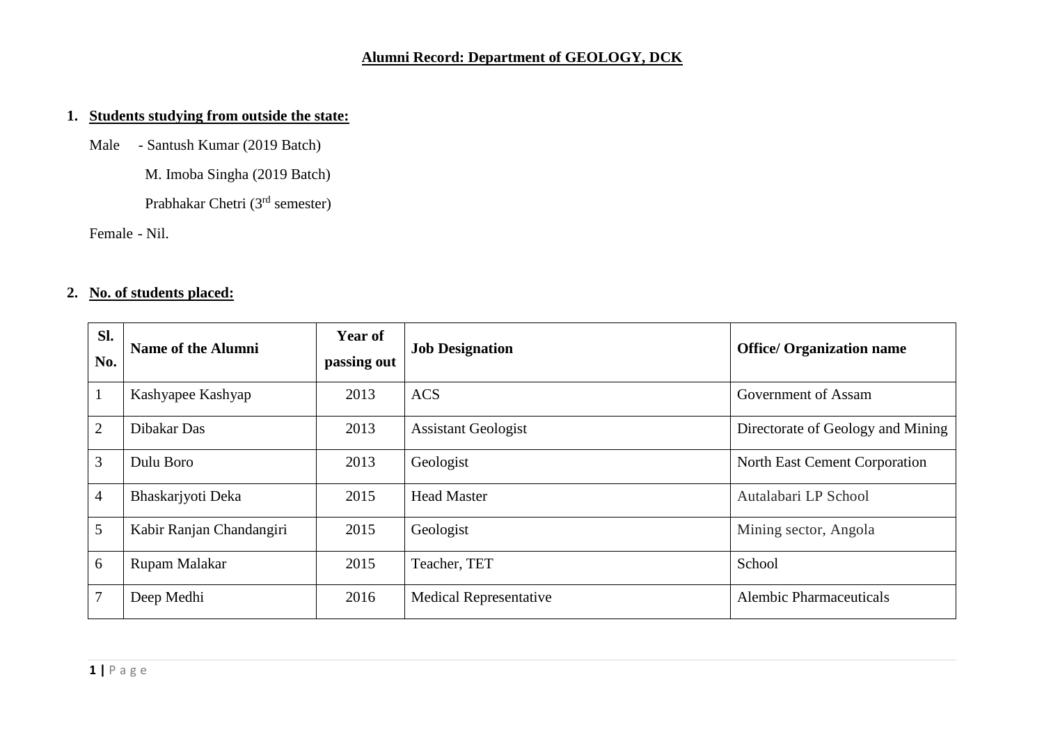# **Alumni Record: Department of GEOLOGY, DCK**

1. **Students studying from outside the state:**

Male - Santush Kumar (2019 Batch)

M. Imoba Singha (2019 Batch)

Prabhakar Chetri (3rd semester)

Female - Nil.

2. **No. of students placed:**

| Sl. No. | Name of the Alumni | Year of passing out | Job Designation | Office/ Organization name |
|---|---|---|---|---|
| 1 | Kashyapee Kashyap | 2013 | ACS | Government of Assam |
| 2 | Dibakar Das | 2013 | Assistant Geologist | Directorate of Geology and Mining |
| 3 | Dulu Boro | 2013 | Geologist | North East Cement Corporation |
| 4 | Bhaskarjyoti Deka | 2015 | Head Master | Autalabari LP School |
| 5 | Kabir Ranjan Chandangiri | 2015 | Geologist | Mining sector, Angola |
| 6 | Rupam Malakar | 2015 | Teacher, TET | School |
| 7 | Deep Medhi | 2016 | Medical Representative | Alembic Pharmaceuticals |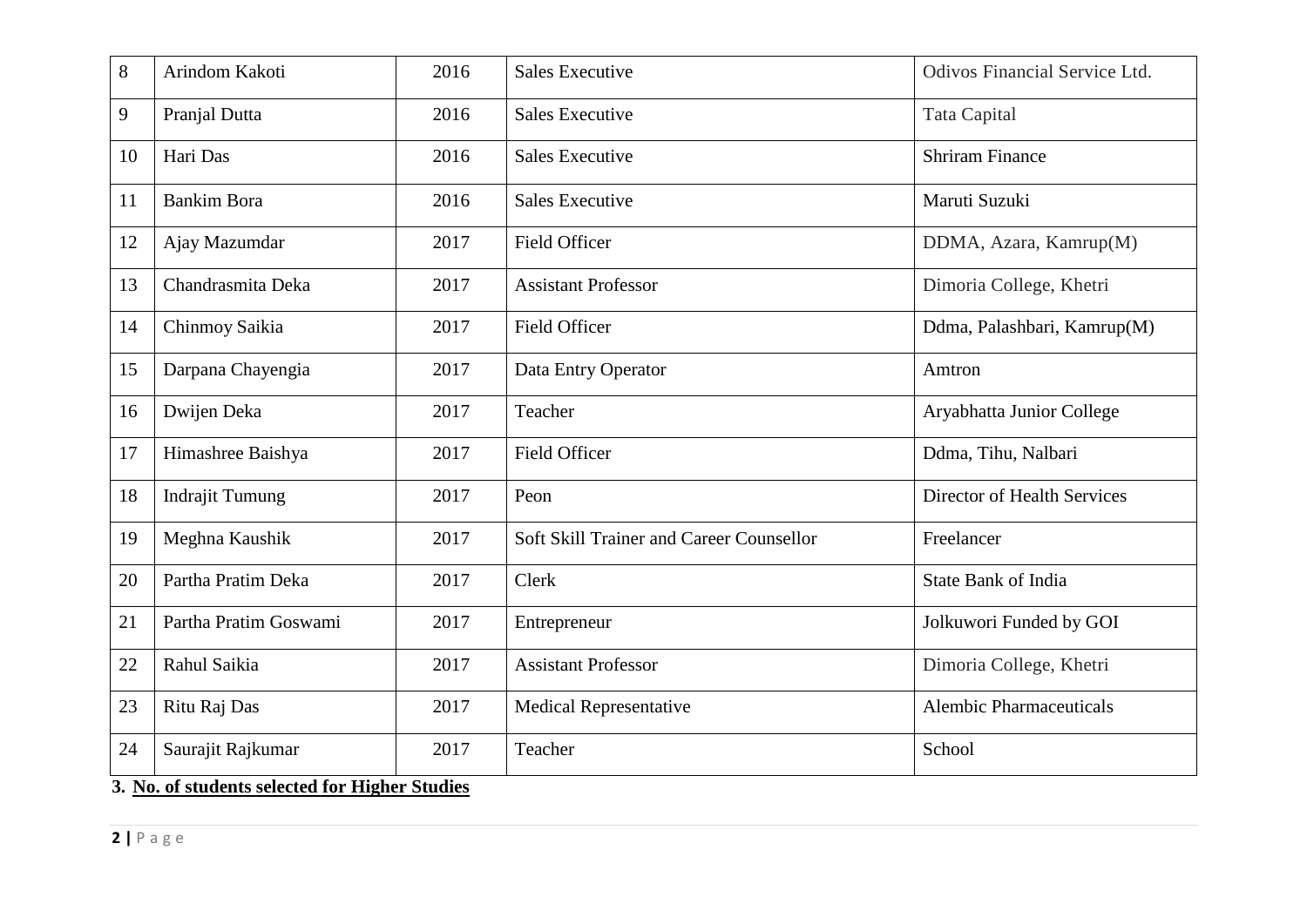| 8 | Arindom Kakoti | 2016 | Sales Executive | Odivos Financial Service Ltd. |
|---|---|---|---|---|
| 9 | Pranjal Dutta | 2016 | Sales Executive | Tata Capital |
| 10 | Hari Das | 2016 | Sales Executive | Shriram Finance |
| 11 | Bankim Bora | 2016 | Sales Executive | Maruti Suzuki |
| 12 | Ajay Mazumdar | 2017 | Field Officer | DDMA, Azara, Kamrup(M) |
| 13 | Chandrasmita Deka | 2017 | Assistant Professor | Dimoria College, Khetri |
| 14 | Chinmoy Saikia | 2017 | Field Officer | Ddma, Palashbari, Kamrup(M) |
| 15 | Darpana Chayengia | 2017 | Data Entry Operator | Amtron |
| 16 | Dwijen Deka | 2017 | Teacher | Aryabhatta Junior College |
| 17 | Himashree Baishya | 2017 | Field Officer | Ddma, Tihu, Nalbari |
| 18 | Indrajit Tumung | 2017 | Peon | Director of Health Services |
| 19 | Meghna Kaushik | 2017 | Soft Skill Trainer and Career Counsellor | Freelancer |
| 20 | Partha Pratim Deka | 2017 | Clerk | State Bank of India |
| 21 | Partha Pratim Goswami | 2017 | Entrepreneur | Jolkuwori Funded by GOI |
| 22 | Rahul Saikia | 2017 | Assistant Professor | Dimoria College, Khetri |
| 23 | Ritu Raj Das | 2017 | Medical Representative | Alembic Pharmaceuticals |
| 24 | Saurajit Rajkumar | 2017 | Teacher | School |

**3. No. of students selected for Higher Studies**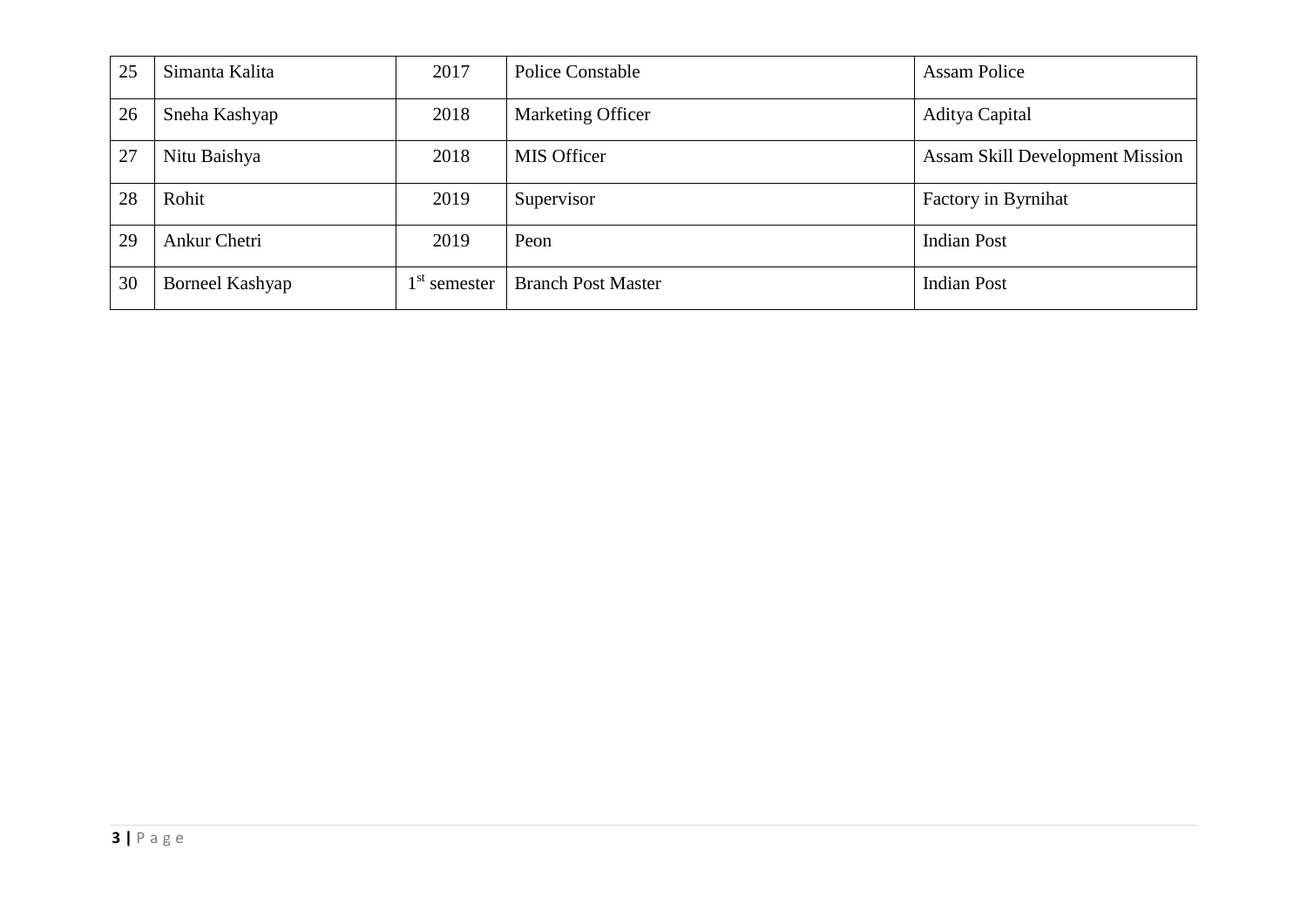| 25 | Simanta Kalita | 2017 | Police Constable | Assam Police |
|---|---|---|---|---|
| 26 | Sneha Kashyap | 2018 | Marketing Officer | Aditya Capital |
| 27 | Nitu Baishya | 2018 | MIS Officer | Assam Skill Development Mission |
| 28 | Rohit | 2019 | Supervisor | Factory in Byrnihat |
| 29 | Ankur Chetri | 2019 | Peon | Indian Post |
| 30 | Borneel Kashyap | 1st semester | Branch Post Master | Indian Post |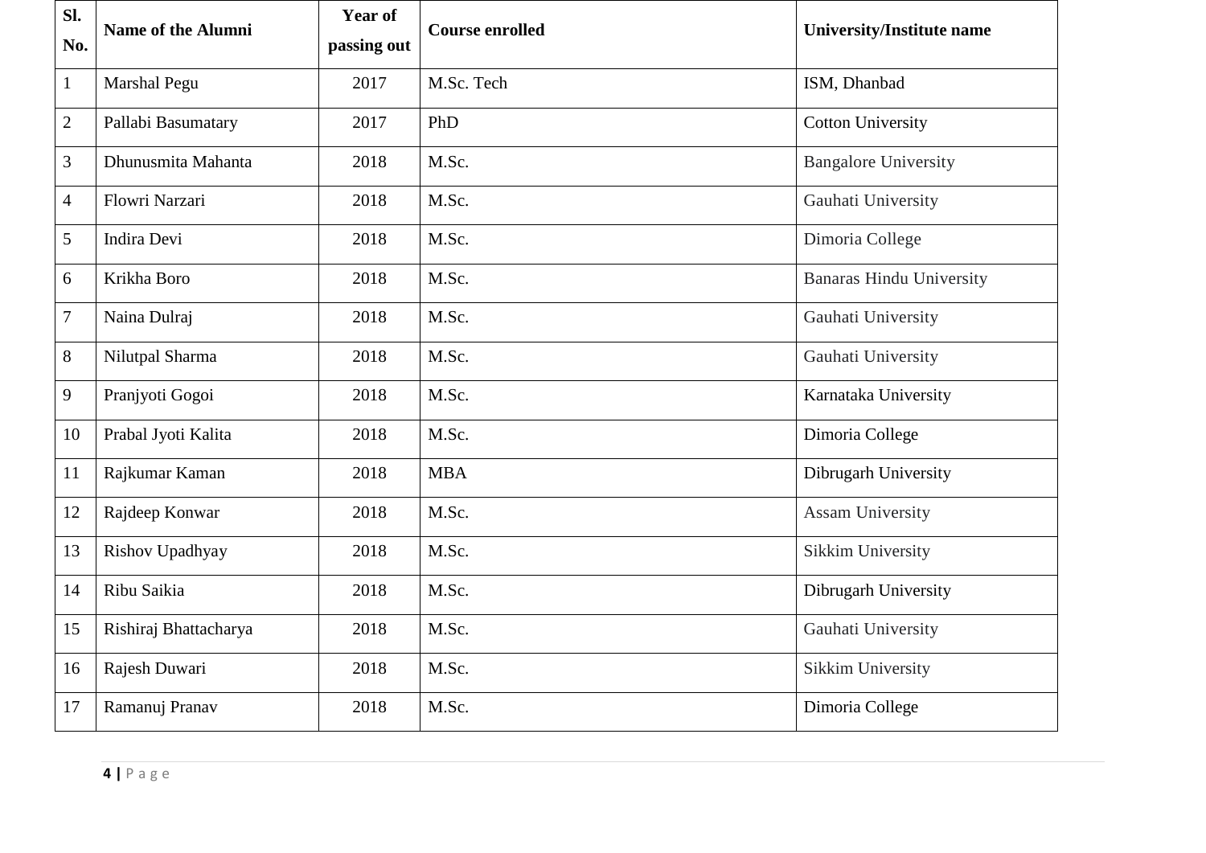| Sl. No. | Name of the Alumni | Year of passing out | Course enrolled | University/Institute name |
|---|---|---|---|---|
| 1 | Marshal Pegu | 2017 | M.Sc. Tech | ISM, Dhanbad |
| 2 | Pallabi Basumatary | 2017 | PhD | Cotton University |
| 3 | Dhunusmita Mahanta | 2018 | M.Sc. | Bangalore University |
| 4 | Flowri Narzari | 2018 | M.Sc. | Gauhati University |
| 5 | Indira Devi | 2018 | M.Sc. | Dimoria College |
| 6 | Krikha Boro | 2018 | M.Sc. | Banaras Hindu University |
| 7 | Naina Dulraj | 2018 | M.Sc. | Gauhati University |
| 8 | Nilutpal Sharma | 2018 | M.Sc. | Gauhati University |
| 9 | Pranjyoti Gogoi | 2018 | M.Sc. | Karnataka University |
| 10 | Prabal Jyoti Kalita | 2018 | M.Sc. | Dimoria College |
| 11 | Rajkumar Kaman | 2018 | MBA | Dibrugarh University |
| 12 | Rajdeep Konwar | 2018 | M.Sc. | Assam University |
| 13 | Rishov Upadhyay | 2018 | M.Sc. | Sikkim University |
| 14 | Ribu Saikia | 2018 | M.Sc. | Dibrugarh University |
| 15 | Rishiraj Bhattacharya | 2018 | M.Sc. | Gauhati University |
| 16 | Rajesh Duwari | 2018 | M.Sc. | Sikkim University |
| 17 | Ramanuj Pranav | 2018 | M.Sc. | Dimoria College |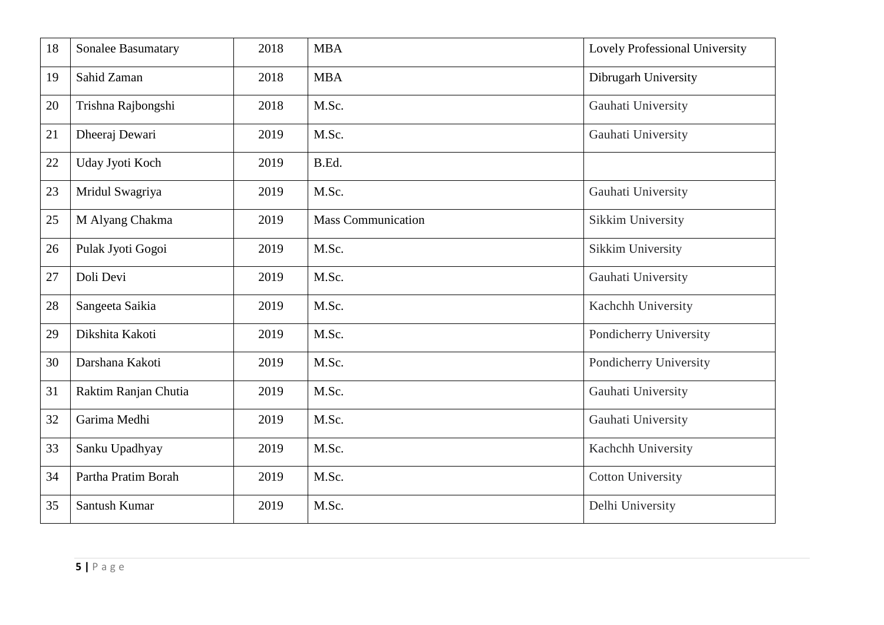| 18 | Sonalee Basumatary | 2018 | MBA | Lovely Professional University |
|---|---|---|---|---|
| 19 | Sahid Zaman | 2018 | MBA | Dibrugarh University |
| 20 | Trishna Rajbongshi | 2018 | M.Sc. | Gauhati University |
| 21 | Dheeraj Dewari | 2019 | M.Sc. | Gauhati University |
| 22 | Uday Jyoti Koch | 2019 | B.Ed. | |
| 23 | Mridul Swagriya | 2019 | M.Sc. | Gauhati University |
| 25 | M Alyang Chakma | 2019 | Mass Communication | Sikkim University |
| 26 | Pulak Jyoti Gogoi | 2019 | M.Sc. | Sikkim University |
| 27 | Doli Devi | 2019 | M.Sc. | Gauhati University |
| 28 | Sangeeta Saikia | 2019 | M.Sc. | Kachchh University |
| 29 | Dikshita Kakoti | 2019 | M.Sc. | Pondicherry University |
| 30 | Darshana Kakoti | 2019 | M.Sc. | Pondicherry University |
| 31 | Raktim Ranjan Chutia | 2019 | M.Sc. | Gauhati University |
| 32 | Garima Medhi | 2019 | M.Sc. | Gauhati University |
| 33 | Sanku Upadhyay | 2019 | M.Sc. | Kachchh University |
| 34 | Partha Pratim Borah | 2019 | M.Sc. | Cotton University |
| 35 | Santush Kumar | 2019 | M.Sc. | Delhi University |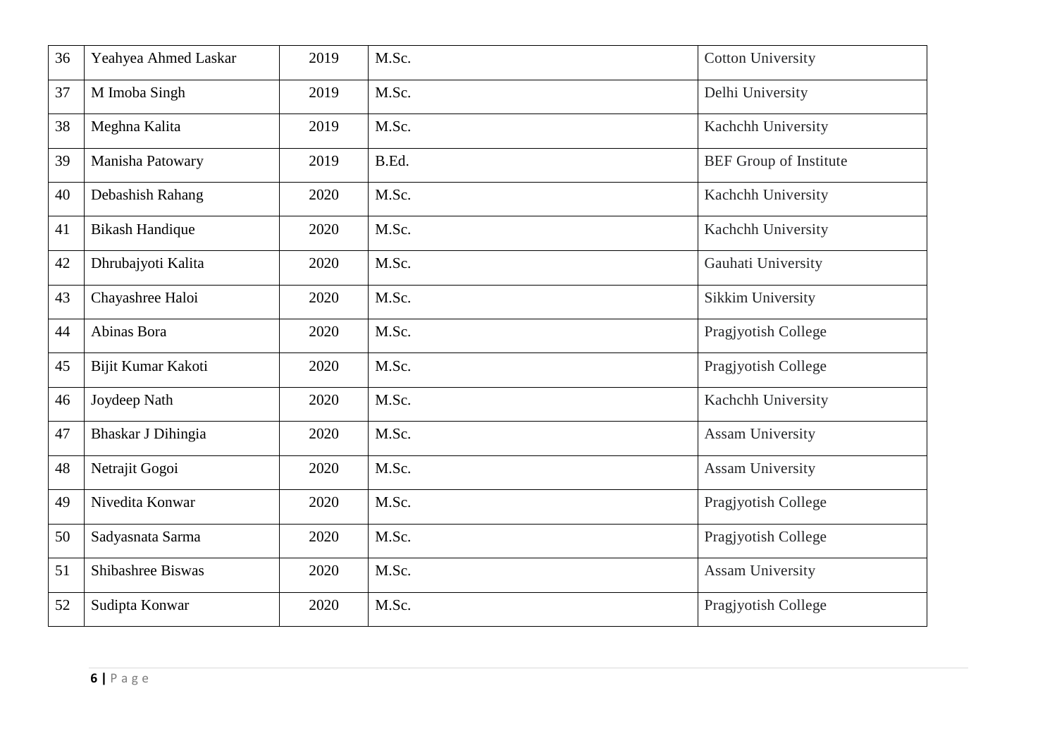| 36 | Yeahyea Ahmed Laskar | 2019 | M.Sc. | Cotton University |
|---|---|---|---|---|
| 37 | M Imoba Singh | 2019 | M.Sc. | Delhi University |
| 38 | Meghna Kalita | 2019 | M.Sc. | Kachchh University |
| 39 | Manisha Patowary | 2019 | B.Ed. | BEF Group of Institute |
| 40 | Debashish Rahang | 2020 | M.Sc. | Kachchh University |
| 41 | Bikash Handique | 2020 | M.Sc. | Kachchh University |
| 42 | Dhrubajyoti Kalita | 2020 | M.Sc. | Gauhati University |
| 43 | Chayashree Haloi | 2020 | M.Sc. | Sikkim University |
| 44 | Abinas Bora | 2020 | M.Sc. | Pragjyotish College |
| 45 | Bijit Kumar Kakoti | 2020 | M.Sc. | Pragjyotish College |
| 46 | Joydeep Nath | 2020 | M.Sc. | Kachchh University |
| 47 | Bhaskar J Dihingia | 2020 | M.Sc. | Assam University |
| 48 | Netrajit Gogoi | 2020 | M.Sc. | Assam University |
| 49 | Nivedita Konwar | 2020 | M.Sc. | Pragjyotish College |
| 50 | Sadyasnata Sarma | 2020 | M.Sc. | Pragjyotish College |
| 51 | Shibashree Biswas | 2020 | M.Sc. | Assam University |
| 52 | Sudipta Konwar | 2020 | M.Sc. | Pragjyotish College |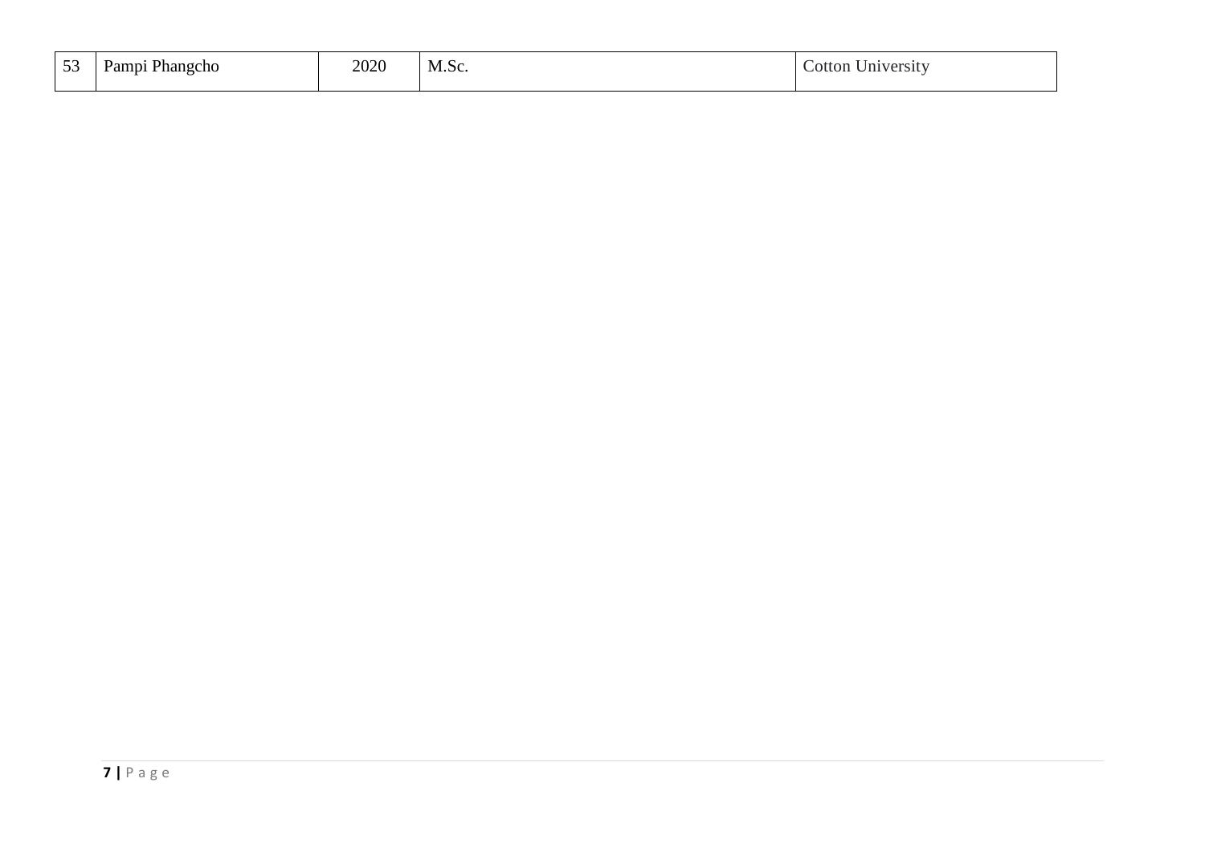| | | | | |
|---|---|---|---|---|
| 53 | Pampi Phangcho | 2020 | M.Sc. | Cotton University |